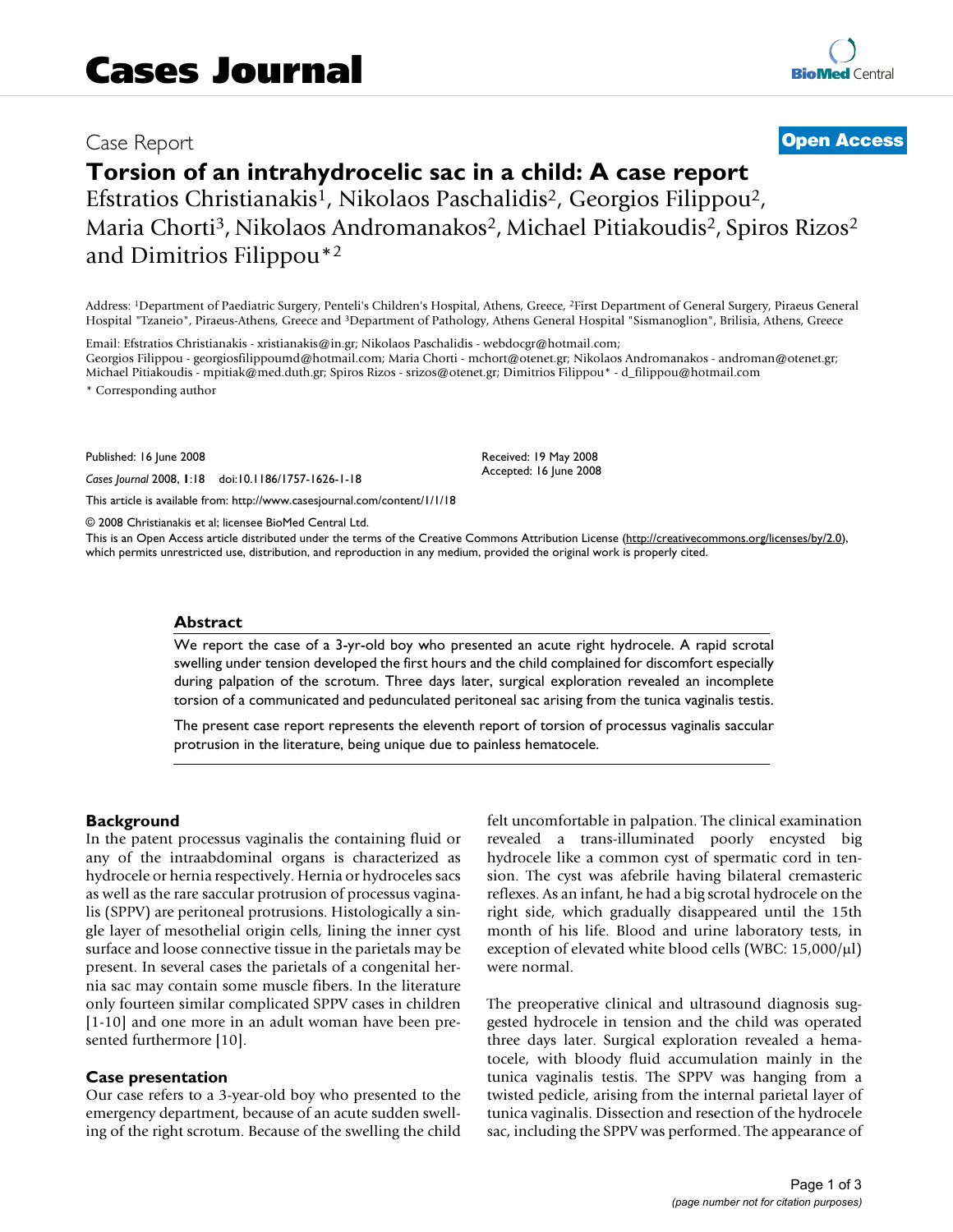# Cases Journal

Case Report

**Open Access**

# Torsion of an intrahydrocelic sac in a child: A case report

Efstratios Christianakis[1], Nikolaos Paschalidis[2], Georgios Filippou[2], Maria Chorti[3], Nikolaos Andromanakos[2], Michael Pitiakoudis[2], Spiros Rizos[2] and Dimitrios Filippou*[2]

Address: [1]Department of Paediatric Surgery, Penteli's Children's Hospital, Athens, Greece, [2]First Department of General Surgery, Piraeus General Hospital "Tzaneio", Piraeus-Athens, Greece and [3]Department of Pathology, Athens General Hospital "Sismanoglion", Brilisia, Athens, Greece

Email: Efstratios Christianakis - xristianakis@in.gr; Nikolaos Paschalidis - webdocgr@hotmail.com; Georgios Filippou - georgiosfilippoumd@hotmail.com; Maria Chorti - mchort@otenet.gr; Nikolaos Andromanakos - androman@otenet.gr; Michael Pitiakoudis - mpitiak@med.duth.gr; Spiros Rizos - srizos@otenet.gr; Dimitrios Filippou* - d_filippou@hotmail.com

* Corresponding author

Published: 16 June 2008

*Cases Journal* 2008, **1**:18 doi:10.1186/1757-1626-1-18

Received: 19 May 2008
Accepted: 16 June 2008

This article is available from: http://www.casesjournal.com/content/1/1/18

© 2008 Christianakis et al; licensee BioMed Central Ltd.

This is an Open Access article distributed under the terms of the Creative Commons Attribution License (http://creativecommons.org/licenses/by/2.0), which permits unrestricted use, distribution, and reproduction in any medium, provided the original work is properly cited.

## Abstract

We report the case of a 3-yr-old boy who presented an acute right hydrocele. A rapid scrotal swelling under tension developed the first hours and the child complained for discomfort especially during palpation of the scrotum. Three days later, surgical exploration revealed an incomplete torsion of a communicated and pedunculated peritoneal sac arising from the tunica vaginalis testis.

The present case report represents the eleventh report of torsion of processus vaginalis saccular protrusion in the literature, being unique due to painless hematocele.

## Background

In the patent processus vaginalis the containing fluid or any of the intraabdominal organs is characterized as hydrocele or hernia respectively. Hernia or hydroceles sacs as well as the rare saccular protrusion of processus vaginalis (SPPV) are peritoneal protrusions. Histologically a single layer of mesothelial origin cells, lining the inner cyst surface and loose connective tissue in the parietals may be present. In several cases the parietals of a congenital hernia sac may contain some muscle fibers. In the literature only fourteen similar complicated SPPV cases in children [1-10] and one more in an adult woman have been presented furthermore [10].

## Case presentation

Our case refers to a 3-year-old boy who presented to the emergency department, because of an acute sudden swelling of the right scrotum. Because of the swelling the child felt uncomfortable in palpation. The clinical examination revealed a trans-illuminated poorly encysted big hydrocele like a common cyst of spermatic cord in tension. The cyst was afebrile having bilateral cremasteric reflexes. As an infant, he had a big scrotal hydrocele on the right side, which gradually disappeared until the 15th month of his life. Blood and urine laboratory tests, in exception of elevated white blood cells (WBC: 15,000/μl) were normal.

The preoperative clinical and ultrasound diagnosis suggested hydrocele in tension and the child was operated three days later. Surgical exploration revealed a hematocele, with bloody fluid accumulation mainly in the tunica vaginalis testis. The SPPV was hanging from a twisted pedicle, arising from the internal parietal layer of tunica vaginalis. Dissection and resection of the hydrocele sac, including the SPPV was performed. The appearance of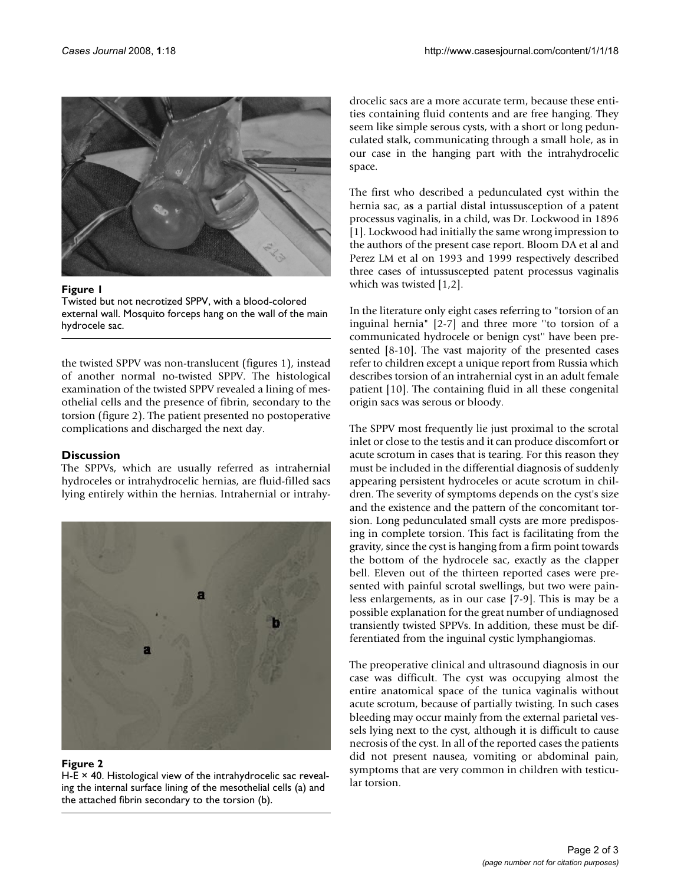Figure 1
Twisted but not necrotized SPPV, with a blood-colored external wall. Mosquito forceps hang on the wall of the main hydrocele sac.

the twisted SPPV was non-translucent (figures 1), instead of another normal no-twisted SPPV. The histological examination of the twisted SPPV revealed a lining of mesothelial cells and the presence of fibrin, secondary to the torsion (figure 2). The patient presented no postoperative complications and discharged the next day.

## Discussion

The SPPVs, which are usually referred as intrahernial hydroceles or intrahydrocelic hernias, are fluid-filled sacs lying entirely within the hernias. Intrahernial or intrahydrocelic sacs are a more accurate term, because these entities containing fluid contents and are free hanging. They seem like simple serous cysts, with a short or long pedunculated stalk, communicating through a small hole, as in our case in the hanging part with the intrahydrocelic space.

Figure 2
H-E × 40. Histological view of the intrahydrocelic sac revealing the internal surface lining of the mesothelial cells (a) and the attached fibrin secondary to the torsion (b).

The first who described a pedunculated cyst within the hernia sac, as a partial distal intussusception of a patent processus vaginalis, in a child, was Dr. Lockwood in 1896 [1]. Lockwood had initially the same wrong impression to the authors of the present case report. Bloom DA et al and Perez LM et al on 1993 and 1999 respectively described three cases of intussuscepted patent processus vaginalis which was twisted [1,2].

In the literature only eight cases referring to "torsion of an inguinal hernia" [2-7] and three more "to torsion of a communicated hydrocele or benign cyst" have been presented [8-10]. The vast majority of the presented cases refer to children except a unique report from Russia which describes torsion of an intrahernial cyst in an adult female patient [10]. The containing fluid in all these congenital origin sacs was serous or bloody.

The SPPV most frequently lie just proximal to the scrotal inlet or close to the testis and it can produce discomfort or acute scrotum in cases that is tearing. For this reason they must be included in the differential diagnosis of suddenly appearing persistent hydroceles or acute scrotum in children. The severity of symptoms depends on the cyst's size and the existence and the pattern of the concomitant torsion. Long pedunculated small cysts are more predisposing in complete torsion. This fact is facilitating from the gravity, since the cyst is hanging from a firm point towards the bottom of the hydrocele sac, exactly as the clapper bell. Eleven out of the thirteen reported cases were presented with painful scrotal swellings, but two were painless enlargements, as in our case [7-9]. This is may be a possible explanation for the great number of undiagnosed transiently twisted SPPVs. In addition, these must be differentiated from the inguinal cystic lymphangiomas.

The preoperative clinical and ultrasound diagnosis in our case was difficult. The cyst was occupying almost the entire anatomical space of the tunica vaginalis without acute scrotum, because of partially twisting. In such cases bleeding may occur mainly from the external parietal vessels lying next to the cyst, although it is difficult to cause necrosis of the cyst. In all of the reported cases the patients did not present nausea, vomiting or abdominal pain, symptoms that are very common in children with testicular torsion.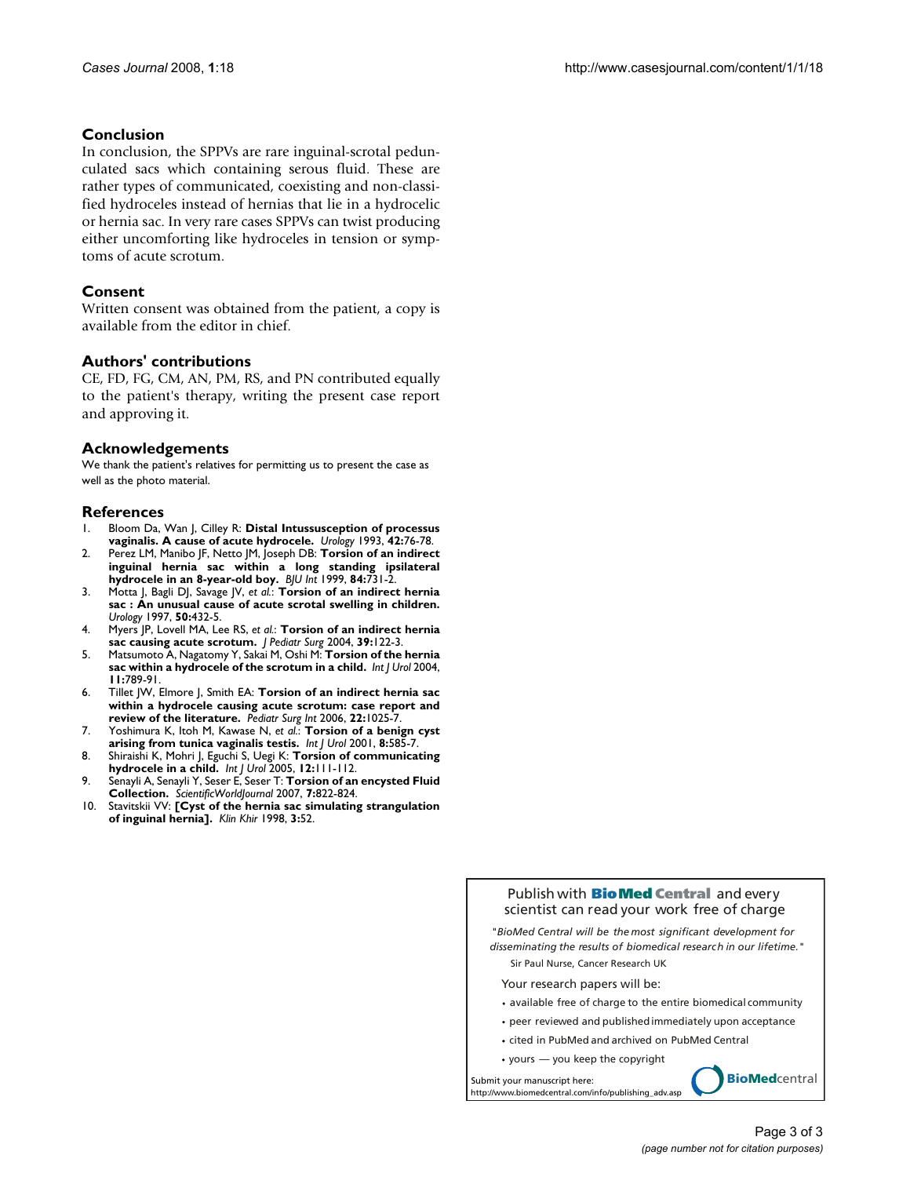## Conclusion

In conclusion, the SPPVs are rare inguinal-scrotal pedunculated sacs which containing serous fluid. These are rather types of communicated, coexisting and non-classified hydroceles instead of hernias that lie in a hydrocelic or hernia sac. In very rare cases SPPVs can twist producing either uncomforting like hydroceles in tension or symptoms of acute scrotum.

## Consent

Written consent was obtained from the patient, a copy is available from the editor in chief.

## Authors' contributions

CE, FD, FG, CM, AN, PM, RS, and PN contributed equally to the patient's therapy, writing the present case report and approving it.

## Acknowledgements

We thank the patient's relatives for permitting us to present the case as well as the photo material.

## References

1. Bloom Da, Wan J, Cilley R: **Distal Intussusception of processus vaginalis. A cause of acute hydrocele.** *Urology* 1993, **42:**76-78.
2. Perez LM, Manibo JF, Netto JM, Joseph DB: **Torsion of an indirect inguinal hernia sac within a long standing ipsilateral hydrocele in an 8-year-old boy.** *BJU Int* 1999, **84:**731-2.
3. Motta J, Bagli DJ, Savage JV, *et al.*: **Torsion of an indirect hernia sac : An unusual cause of acute scrotal swelling in children.** *Urology* 1997, **50:**432-5.
4. Myers JP, Lovell MA, Lee RS, *et al.*: **Torsion of an indirect hernia sac causing acute scrotum.** *J Pediatr Surg* 2004, **39:**122-3.
5. Matsumoto A, Nagatomy Y, Sakai M, Oshi M: **Torsion of the hernia sac within a hydrocele of the scrotum in a child.** *Int J Urol* 2004, **11:**789-91.
6. Tillet JW, Elmore J, Smith EA: **Torsion of an indirect hernia sac within a hydrocele causing acute scrotum: case report and review of the literature.** *Pediatr Surg Int* 2006, **22:**1025-7.
7. Yoshimura K, Itoh M, Kawase N, *et al.*: **Torsion of a benign cyst arising from tunica vaginalis testis.** *Int J Urol* 2001, **8:**585-7.
8. Shiraishi K, Mohri J, Eguchi S, Uegi K: **Torsion of communicating hydrocele in a child.** *Int J Urol* 2005, **12:**111-112.
9. Senayli A, Senayli Y, Seser E, Seser T: **Torsion of an encysted Fluid Collection.** *ScientificWorldJournal* 2007, **7:**822-824.
10. Stavitskii VV: **[Cyst of the hernia sac simulating strangulation of inguinal hernia].** *Klin Khir* 1998, **3:**52.

Publish with **BioMed Central** and every scientist can read your work free of charge

*"BioMed Central will be the most significant development for disseminating the results of biomedical research in our lifetime."*
Sir Paul Nurse, Cancer Research UK

Your research papers will be:

- available free of charge to the entire biomedical community
- peer reviewed and published immediately upon acceptance
- cited in PubMed and archived on PubMed Central
- yours — you keep the copyright

Submit your manuscript here:
http://www.biomedcentral.com/info/publishing_adv.asp

BioMedcentral